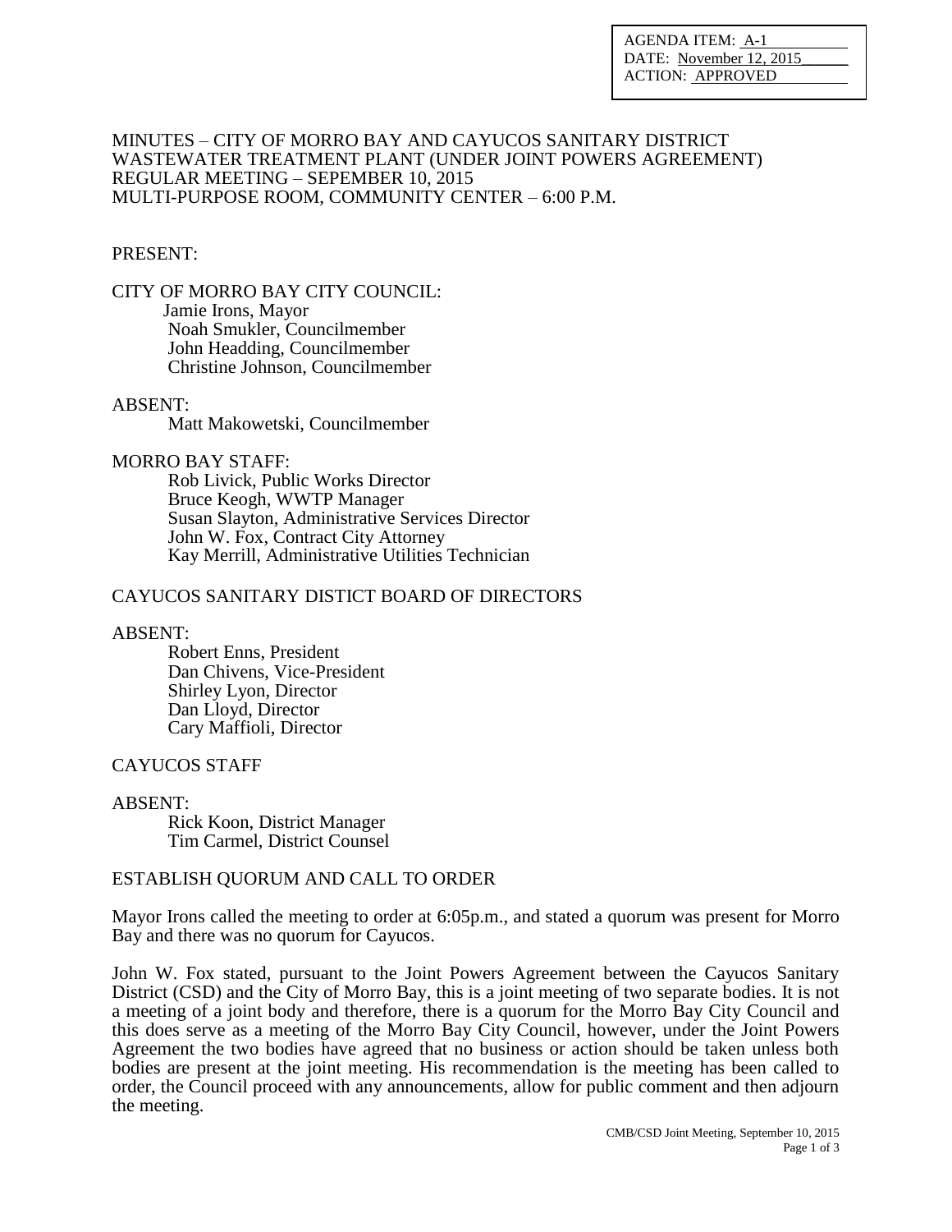AGENDA ITEM: A-1
DATE: November 12, 2015
ACTION: APPROVED

MINUTES – CITY OF MORRO BAY AND CAYUCOS SANITARY DISTRICT
WASTEWATER TREATMENT PLANT (UNDER JOINT POWERS AGREEMENT)
REGULAR MEETING – SEPEMBER 10, 2015
MULTI-PURPOSE ROOM, COMMUNITY CENTER – 6:00 P.M.

PRESENT:

CITY OF MORRO BAY CITY COUNCIL:
Jamie Irons, Mayor
Noah Smukler, Councilmember
John Headding, Councilmember
Christine Johnson, Councilmember

ABSENT:
Matt Makowetski, Councilmember

MORRO BAY STAFF:
Rob Livick, Public Works Director
Bruce Keogh, WWTP Manager
Susan Slayton, Administrative Services Director
John W. Fox, Contract City Attorney
Kay Merrill, Administrative Utilities Technician

CAYUCOS SANITARY DISTICT BOARD OF DIRECTORS

ABSENT:
Robert Enns, President
Dan Chivens, Vice-President
Shirley Lyon, Director
Dan Lloyd, Director
Cary Maffioli, Director

CAYUCOS STAFF

ABSENT:
Rick Koon, District Manager
Tim Carmel, District Counsel

ESTABLISH QUORUM AND CALL TO ORDER

Mayor Irons called the meeting to order at 6:05p.m., and stated a quorum was present for Morro Bay and there was no quorum for Cayucos.

John W. Fox stated, pursuant to the Joint Powers Agreement between the Cayucos Sanitary District (CSD) and the City of Morro Bay, this is a joint meeting of two separate bodies. It is not a meeting of a joint body and therefore, there is a quorum for the Morro Bay City Council and this does serve as a meeting of the Morro Bay City Council, however, under the Joint Powers Agreement the two bodies have agreed that no business or action should be taken unless both bodies are present at the joint meeting. His recommendation is the meeting has been called to order, the Council proceed with any announcements, allow for public comment and then adjourn the meeting.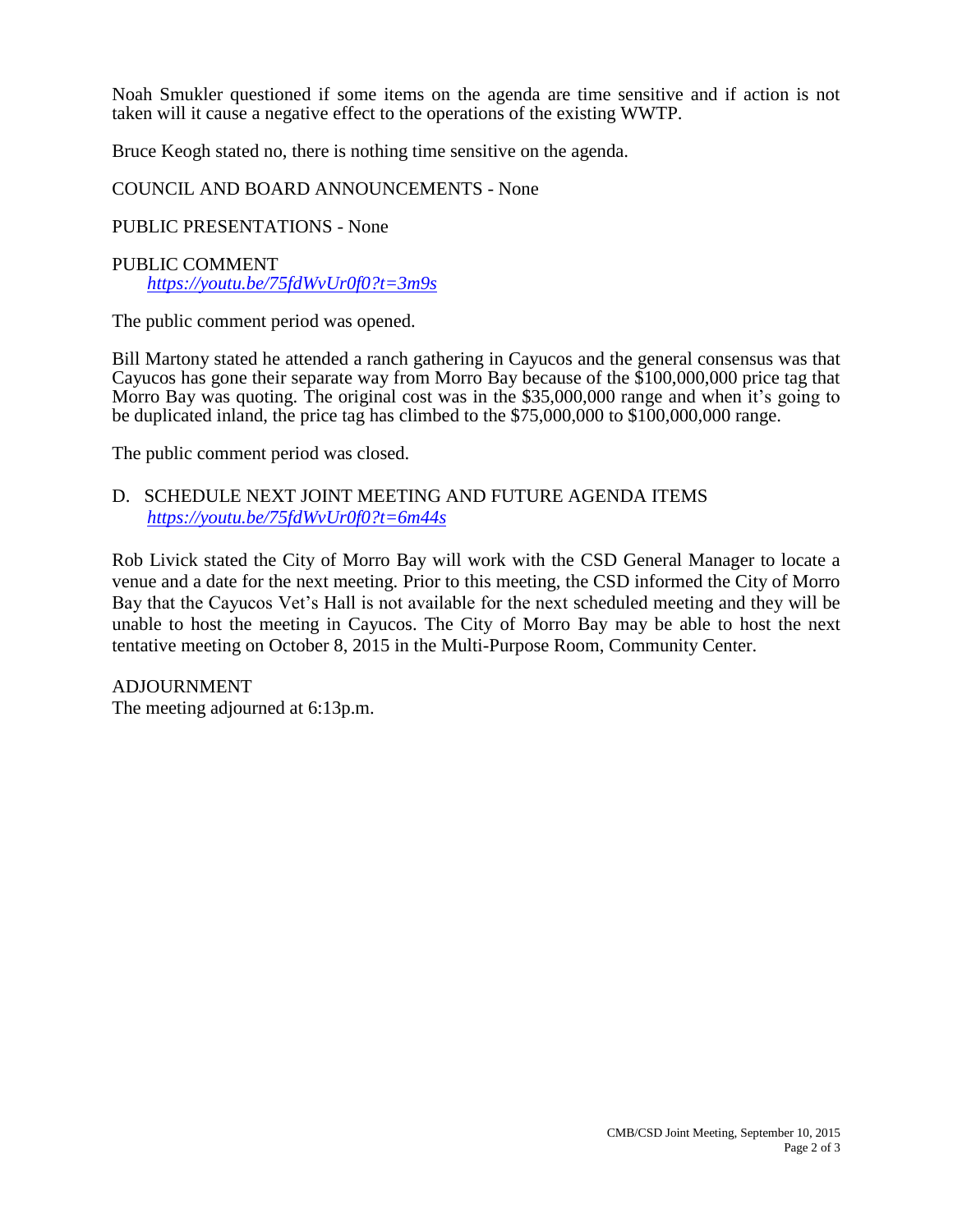Noah Smukler questioned if some items on the agenda are time sensitive and if action is not taken will it cause a negative effect to the operations of the existing WWTP.

Bruce Keogh stated no, there is nothing time sensitive on the agenda.

COUNCIL AND BOARD ANNOUNCEMENTS - None

PUBLIC PRESENTATIONS - None

PUBLIC COMMENT
*https://youtu.be/75fdWvUr0f0?t=3m9s*

The public comment period was opened.

Bill Martony stated he attended a ranch gathering in Cayucos and the general consensus was that Cayucos has gone their separate way from Morro Bay because of the $100,000,000 price tag that Morro Bay was quoting. The original cost was in the $35,000,000 range and when it's going to be duplicated inland, the price tag has climbed to the $75,000,000 to $100,000,000 range.

The public comment period was closed.

D. SCHEDULE NEXT JOINT MEETING AND FUTURE AGENDA ITEMS
*https://youtu.be/75fdWvUr0f0?t=6m44s*

Rob Livick stated the City of Morro Bay will work with the CSD General Manager to locate a venue and a date for the next meeting. Prior to this meeting, the CSD informed the City of Morro Bay that the Cayucos Vet's Hall is not available for the next scheduled meeting and they will be unable to host the meeting in Cayucos. The City of Morro Bay may be able to host the next tentative meeting on October 8, 2015 in the Multi-Purpose Room, Community Center.

ADJOURNMENT
The meeting adjourned at 6:13p.m.